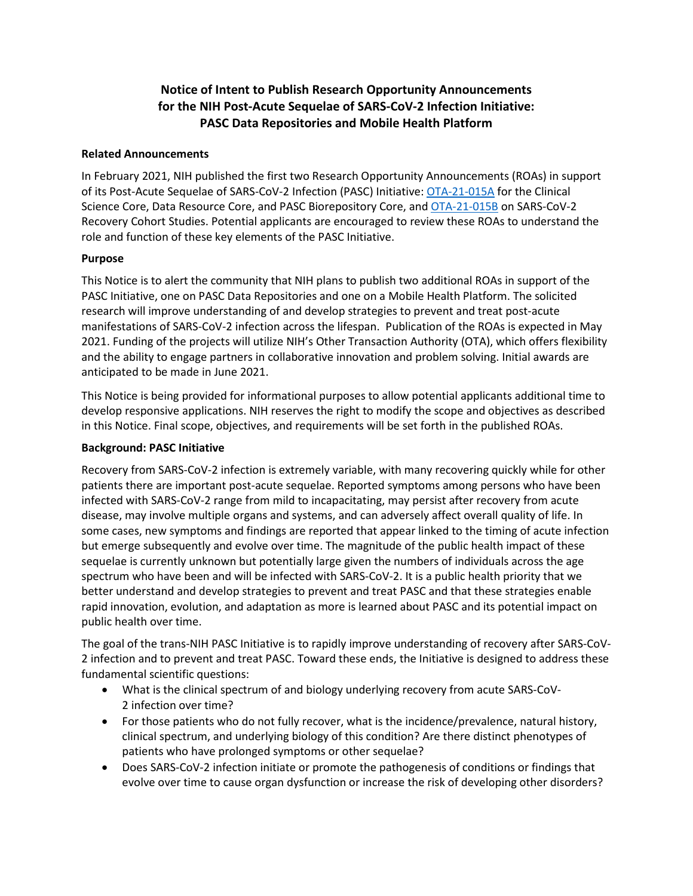# Notice of Intent to Publish Research Opportunity Announcements for the NIH Post-Acute Sequelae of SARS-CoV-2 Infection Initiative: PASC Data Repositories and Mobile Health Platform

## Related Announcements

In February 2021, NIH published the first two Research Opportunity Announcements (ROAs) in support of its Post-Acute Sequelae of SARS-CoV-2 Infection (PASC) Initiative: OTA-21-015A for the Clinical Science Core, Data Resource Core, and PASC Biorepository Core, and OTA-21-015B on SARS-CoV-2 Recovery Cohort Studies. Potential applicants are encouraged to review these ROAs to understand the role and function of these key elements of the PASC Initiative.

## Purpose

This Notice is to alert the community that NIH plans to publish two additional ROAs in support of the PASC Initiative, one on PASC Data Repositories and one on a Mobile Health Platform. The solicited research will improve understanding of and develop strategies to prevent and treat post-acute manifestations of SARS-CoV-2 infection across the lifespan. Publication of the ROAs is expected in May 2021. Funding of the projects will utilize NIH's Other Transaction Authority (OTA), which offers flexibility and the ability to engage partners in collaborative innovation and problem solving. Initial awards are anticipated to be made in June 2021.

This Notice is being provided for informational purposes to allow potential applicants additional time to develop responsive applications. NIH reserves the right to modify the scope and objectives as described in this Notice. Final scope, objectives, and requirements will be set forth in the published ROAs.

## Background: PASC Initiative

Recovery from SARS-CoV-2 infection is extremely variable, with many recovering quickly while for other patients there are important post-acute sequelae. Reported symptoms among persons who have been infected with SARS-CoV-2 range from mild to incapacitating, may persist after recovery from acute disease, may involve multiple organs and systems, and can adversely affect overall quality of life. In some cases, new symptoms and findings are reported that appear linked to the timing of acute infection but emerge subsequently and evolve over time. The magnitude of the public health impact of these sequelae is currently unknown but potentially large given the numbers of individuals across the age spectrum who have been and will be infected with SARS-CoV-2. It is a public health priority that we better understand and develop strategies to prevent and treat PASC and that these strategies enable rapid innovation, evolution, and adaptation as more is learned about PASC and its potential impact on public health over time.

The goal of the trans-NIH PASC Initiative is to rapidly improve understanding of recovery after SARS-CoV-2 infection and to prevent and treat PASC. Toward these ends, the Initiative is designed to address these fundamental scientific questions:

- What is the clinical spectrum of and biology underlying recovery from acute SARS-CoV-2 infection over time?
- For those patients who do not fully recover, what is the incidence/prevalence, natural history, clinical spectrum, and underlying biology of this condition? Are there distinct phenotypes of patients who have prolonged symptoms or other sequelae?
- Does SARS-CoV-2 infection initiate or promote the pathogenesis of conditions or findings that evolve over time to cause organ dysfunction or increase the risk of developing other disorders?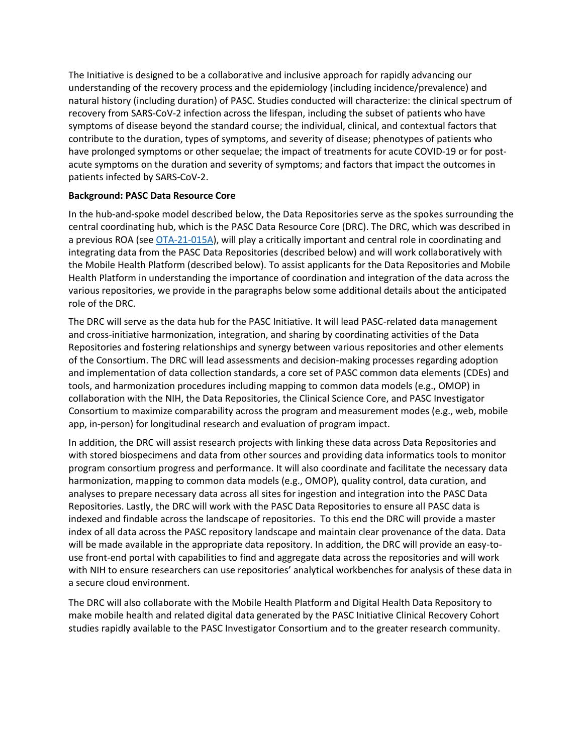The Initiative is designed to be a collaborative and inclusive approach for rapidly advancing our understanding of the recovery process and the epidemiology (including incidence/prevalence) and natural history (including duration) of PASC. Studies conducted will characterize: the clinical spectrum of recovery from SARS-CoV-2 infection across the lifespan, including the subset of patients who have symptoms of disease beyond the standard course; the individual, clinical, and contextual factors that contribute to the duration, types of symptoms, and severity of disease; phenotypes of patients who have prolonged symptoms or other sequelae; the impact of treatments for acute COVID-19 or for post-acute symptoms on the duration and severity of symptoms; and factors that impact the outcomes in patients infected by SARS-CoV-2.

**Background: PASC Data Resource Core**

In the hub-and-spoke model described below, the Data Repositories serve as the spokes surrounding the central coordinating hub, which is the PASC Data Resource Core (DRC). The DRC, which was described in a previous ROA (see [OTA-21-015A](OTA-21-015A)), will play a critically important and central role in coordinating and integrating data from the PASC Data Repositories (described below) and will work collaboratively with the Mobile Health Platform (described below). To assist applicants for the Data Repositories and Mobile Health Platform in understanding the importance of coordination and integration of the data across the various repositories, we provide in the paragraphs below some additional details about the anticipated role of the DRC.

The DRC will serve as the data hub for the PASC Initiative. It will lead PASC-related data management and cross-initiative harmonization, integration, and sharing by coordinating activities of the Data Repositories and fostering relationships and synergy between various repositories and other elements of the Consortium. The DRC will lead assessments and decision-making processes regarding adoption and implementation of data collection standards, a core set of PASC common data elements (CDEs) and tools, and harmonization procedures including mapping to common data models (e.g., OMOP) in collaboration with the NIH, the Data Repositories, the Clinical Science Core, and PASC Investigator Consortium to maximize comparability across the program and measurement modes (e.g., web, mobile app, in-person) for longitudinal research and evaluation of program impact.

In addition, the DRC will assist research projects with linking these data across Data Repositories and with stored biospecimens and data from other sources and providing data informatics tools to monitor program consortium progress and performance. It will also coordinate and facilitate the necessary data harmonization, mapping to common data models (e.g., OMOP), quality control, data curation, and analyses to prepare necessary data across all sites for ingestion and integration into the PASC Data Repositories. Lastly, the DRC will work with the PASC Data Repositories to ensure all PASC data is indexed and findable across the landscape of repositories. To this end the DRC will provide a master index of all data across the PASC repository landscape and maintain clear provenance of the data. Data will be made available in the appropriate data repository. In addition, the DRC will provide an easy-to-use front-end portal with capabilities to find and aggregate data across the repositories and will work with NIH to ensure researchers can use repositories' analytical workbenches for analysis of these data in a secure cloud environment.

The DRC will also collaborate with the Mobile Health Platform and Digital Health Data Repository to make mobile health and related digital data generated by the PASC Initiative Clinical Recovery Cohort studies rapidly available to the PASC Investigator Consortium and to the greater research community.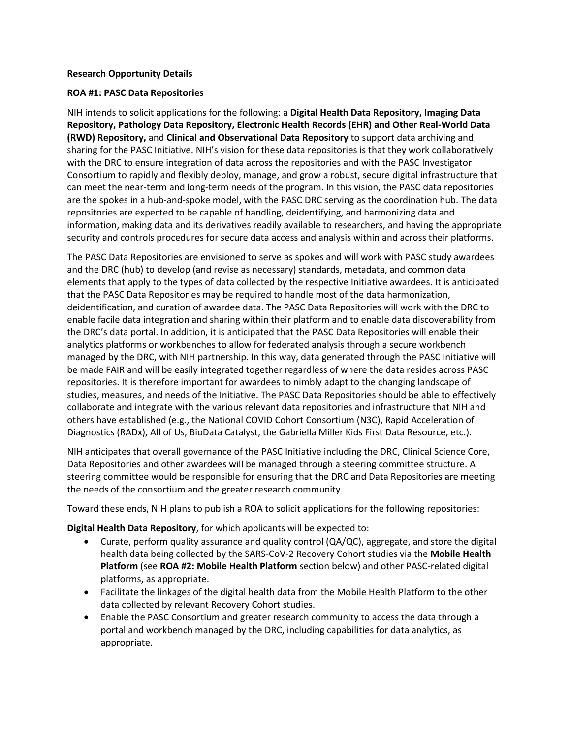**Research Opportunity Details**

**ROA #1: PASC Data Repositories**

NIH intends to solicit applications for the following: a **Digital Health Data Repository, Imaging Data Repository, Pathology Data Repository, Electronic Health Records (EHR) and Other Real-World Data (RWD) Repository,** and **Clinical and Observational Data Repository** to support data archiving and sharing for the PASC Initiative. NIH's vision for these data repositories is that they work collaboratively with the DRC to ensure integration of data across the repositories and with the PASC Investigator Consortium to rapidly and flexibly deploy, manage, and grow a robust, secure digital infrastructure that can meet the near-term and long-term needs of the program. In this vision, the PASC data repositories are the spokes in a hub-and-spoke model, with the PASC DRC serving as the coordination hub. The data repositories are expected to be capable of handling, deidentifying, and harmonizing data and information, making data and its derivatives readily available to researchers, and having the appropriate security and controls procedures for secure data access and analysis within and across their platforms.

The PASC Data Repositories are envisioned to serve as spokes and will work with PASC study awardees and the DRC (hub) to develop (and revise as necessary) standards, metadata, and common data elements that apply to the types of data collected by the respective Initiative awardees. It is anticipated that the PASC Data Repositories may be required to handle most of the data harmonization, deidentification, and curation of awardee data. The PASC Data Repositories will work with the DRC to enable facile data integration and sharing within their platform and to enable data discoverability from the DRC's data portal. In addition, it is anticipated that the PASC Data Repositories will enable their analytics platforms or workbenches to allow for federated analysis through a secure workbench managed by the DRC, with NIH partnership. In this way, data generated through the PASC Initiative will be made FAIR and will be easily integrated together regardless of where the data resides across PASC repositories. It is therefore important for awardees to nimbly adapt to the changing landscape of studies, measures, and needs of the Initiative. The PASC Data Repositories should be able to effectively collaborate and integrate with the various relevant data repositories and infrastructure that NIH and others have established (e.g., the National COVID Cohort Consortium (N3C), Rapid Acceleration of Diagnostics (RADx), All of Us, BioData Catalyst, the Gabriella Miller Kids First Data Resource, etc.).

NIH anticipates that overall governance of the PASC Initiative including the DRC, Clinical Science Core, Data Repositories and other awardees will be managed through a steering committee structure. A steering committee would be responsible for ensuring that the DRC and Data Repositories are meeting the needs of the consortium and the greater research community.

Toward these ends, NIH plans to publish a ROA to solicit applications for the following repositories:

**Digital Health Data Repository**, for which applicants will be expected to:

- Curate, perform quality assurance and quality control (QA/QC), aggregate, and store the digital health data being collected by the SARS-CoV-2 Recovery Cohort studies via the **Mobile Health Platform** (see **ROA #2: Mobile Health Platform** section below) and other PASC-related digital platforms, as appropriate.
- Facilitate the linkages of the digital health data from the Mobile Health Platform to the other data collected by relevant Recovery Cohort studies.
- Enable the PASC Consortium and greater research community to access the data through a portal and workbench managed by the DRC, including capabilities for data analytics, as appropriate.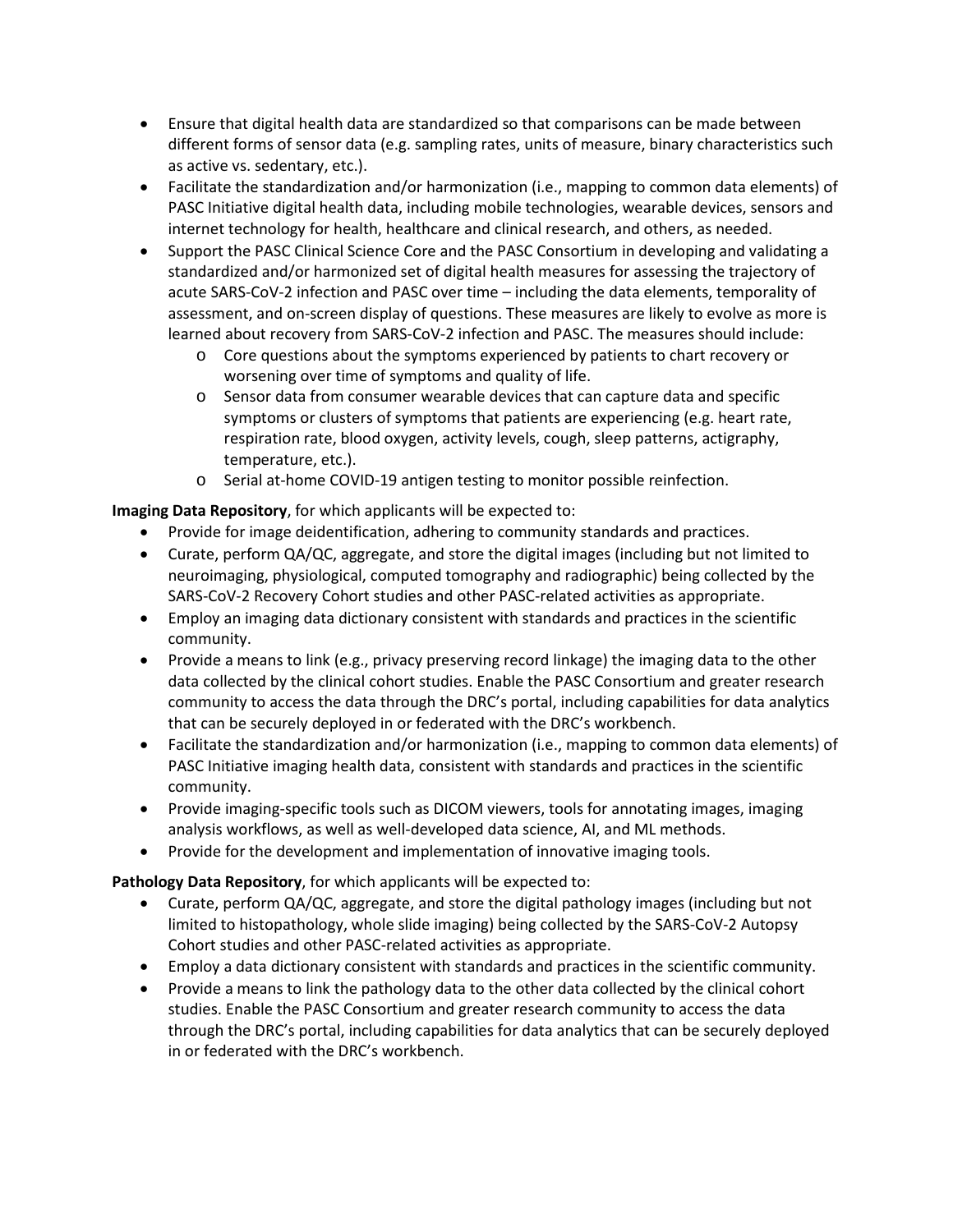- Ensure that digital health data are standardized so that comparisons can be made between different forms of sensor data (e.g. sampling rates, units of measure, binary characteristics such as active vs. sedentary, etc.).
- Facilitate the standardization and/or harmonization (i.e., mapping to common data elements) of PASC Initiative digital health data, including mobile technologies, wearable devices, sensors and internet technology for health, healthcare and clinical research, and others, as needed.
- Support the PASC Clinical Science Core and the PASC Consortium in developing and validating a standardized and/or harmonized set of digital health measures for assessing the trajectory of acute SARS-CoV-2 infection and PASC over time – including the data elements, temporality of assessment, and on-screen display of questions. These measures are likely to evolve as more is learned about recovery from SARS-CoV-2 infection and PASC. The measures should include:
    - Core questions about the symptoms experienced by patients to chart recovery or worsening over time of symptoms and quality of life.
    - Sensor data from consumer wearable devices that can capture data and specific symptoms or clusters of symptoms that patients are experiencing (e.g. heart rate, respiration rate, blood oxygen, activity levels, cough, sleep patterns, actigraphy, temperature, etc.).
    - Serial at-home COVID-19 antigen testing to monitor possible reinfection.

**Imaging Data Repository**, for which applicants will be expected to:

- Provide for image deidentification, adhering to community standards and practices.
- Curate, perform QA/QC, aggregate, and store the digital images (including but not limited to neuroimaging, physiological, computed tomography and radiographic) being collected by the SARS-CoV-2 Recovery Cohort studies and other PASC-related activities as appropriate.
- Employ an imaging data dictionary consistent with standards and practices in the scientific community.
- Provide a means to link (e.g., privacy preserving record linkage) the imaging data to the other data collected by the clinical cohort studies. Enable the PASC Consortium and greater research community to access the data through the DRC's portal, including capabilities for data analytics that can be securely deployed in or federated with the DRC's workbench.
- Facilitate the standardization and/or harmonization (i.e., mapping to common data elements) of PASC Initiative imaging health data, consistent with standards and practices in the scientific community.
- Provide imaging-specific tools such as DICOM viewers, tools for annotating images, imaging analysis workflows, as well as well-developed data science, AI, and ML methods.
- Provide for the development and implementation of innovative imaging tools.

**Pathology Data Repository**, for which applicants will be expected to:

- Curate, perform QA/QC, aggregate, and store the digital pathology images (including but not limited to histopathology, whole slide imaging) being collected by the SARS-CoV-2 Autopsy Cohort studies and other PASC-related activities as appropriate.
- Employ a data dictionary consistent with standards and practices in the scientific community.
- Provide a means to link the pathology data to the other data collected by the clinical cohort studies. Enable the PASC Consortium and greater research community to access the data through the DRC's portal, including capabilities for data analytics that can be securely deployed in or federated with the DRC's workbench.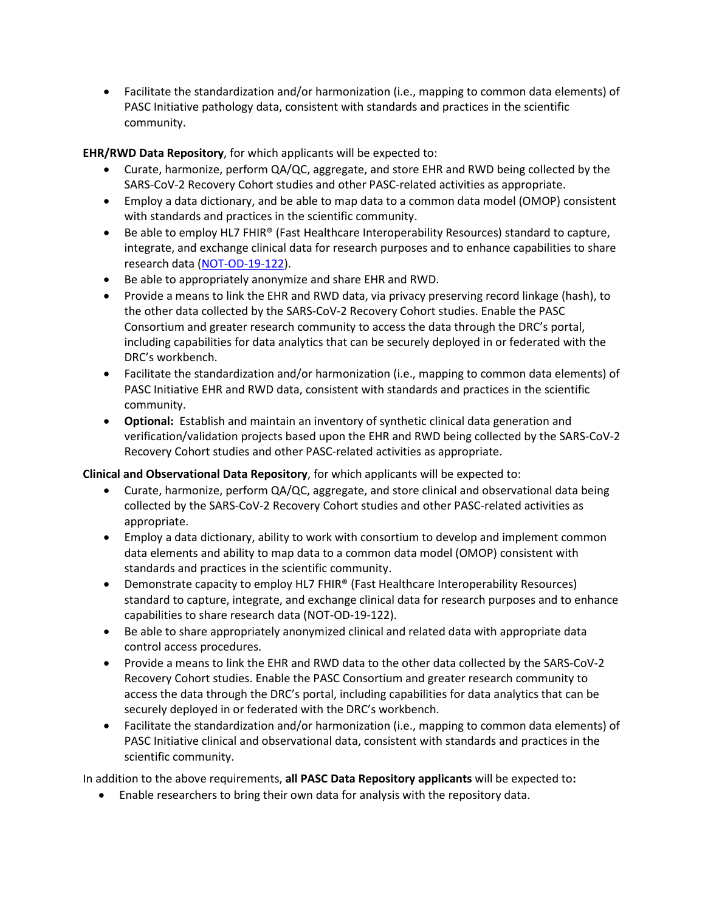- Facilitate the standardization and/or harmonization (i.e., mapping to common data elements) of PASC Initiative pathology data, consistent with standards and practices in the scientific community.

**EHR/RWD Data Repository**, for which applicants will be expected to:

- Curate, harmonize, perform QA/QC, aggregate, and store EHR and RWD being collected by the SARS-CoV-2 Recovery Cohort studies and other PASC-related activities as appropriate.
- Employ a data dictionary, and be able to map data to a common data model (OMOP) consistent with standards and practices in the scientific community.
- Be able to employ HL7 FHIR® (Fast Healthcare Interoperability Resources) standard to capture, integrate, and exchange clinical data for research purposes and to enhance capabilities to share research data (NOT-OD-19-122).
- Be able to appropriately anonymize and share EHR and RWD.
- Provide a means to link the EHR and RWD data, via privacy preserving record linkage (hash), to the other data collected by the SARS-CoV-2 Recovery Cohort studies. Enable the PASC Consortium and greater research community to access the data through the DRC's portal, including capabilities for data analytics that can be securely deployed in or federated with the DRC's workbench.
- Facilitate the standardization and/or harmonization (i.e., mapping to common data elements) of PASC Initiative EHR and RWD data, consistent with standards and practices in the scientific community.
- **Optional:** Establish and maintain an inventory of synthetic clinical data generation and verification/validation projects based upon the EHR and RWD being collected by the SARS-CoV-2 Recovery Cohort studies and other PASC-related activities as appropriate.

**Clinical and Observational Data Repository**, for which applicants will be expected to:

- Curate, harmonize, perform QA/QC, aggregate, and store clinical and observational data being collected by the SARS-CoV-2 Recovery Cohort studies and other PASC-related activities as appropriate.
- Employ a data dictionary, ability to work with consortium to develop and implement common data elements and ability to map data to a common data model (OMOP) consistent with standards and practices in the scientific community.
- Demonstrate capacity to employ HL7 FHIR® (Fast Healthcare Interoperability Resources) standard to capture, integrate, and exchange clinical data for research purposes and to enhance capabilities to share research data (NOT-OD-19-122).
- Be able to share appropriately anonymized clinical and related data with appropriate data control access procedures.
- Provide a means to link the EHR and RWD data to the other data collected by the SARS-CoV-2 Recovery Cohort studies. Enable the PASC Consortium and greater research community to access the data through the DRC's portal, including capabilities for data analytics that can be securely deployed in or federated with the DRC's workbench.
- Facilitate the standardization and/or harmonization (i.e., mapping to common data elements) of PASC Initiative clinical and observational data, consistent with standards and practices in the scientific community.

In addition to the above requirements, **all PASC Data Repository applicants** will be expected to**:**

- Enable researchers to bring their own data for analysis with the repository data.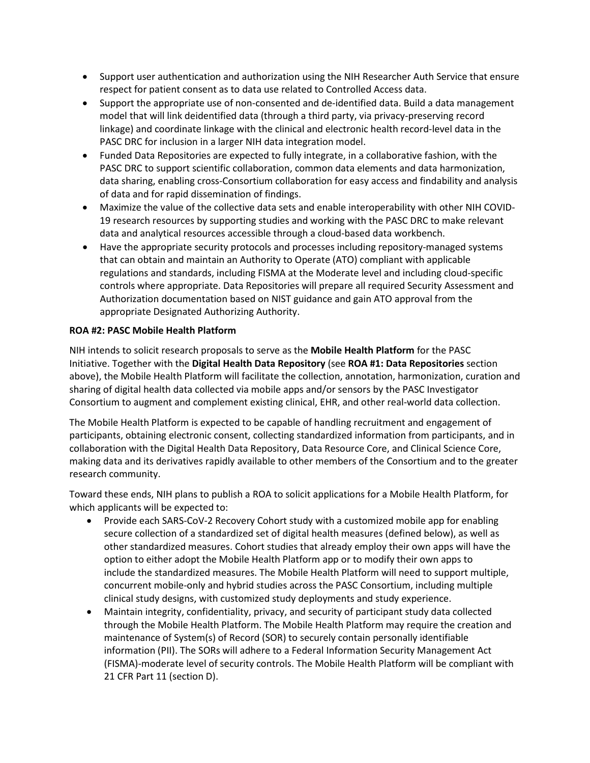- Support user authentication and authorization using the NIH Researcher Auth Service that ensure respect for patient consent as to data use related to Controlled Access data.
- Support the appropriate use of non-consented and de-identified data. Build a data management model that will link deidentified data (through a third party, via privacy-preserving record linkage) and coordinate linkage with the clinical and electronic health record-level data in the PASC DRC for inclusion in a larger NIH data integration model.
- Funded Data Repositories are expected to fully integrate, in a collaborative fashion, with the PASC DRC to support scientific collaboration, common data elements and data harmonization, data sharing, enabling cross-Consortium collaboration for easy access and findability and analysis of data and for rapid dissemination of findings.
- Maximize the value of the collective data sets and enable interoperability with other NIH COVID-19 research resources by supporting studies and working with the PASC DRC to make relevant data and analytical resources accessible through a cloud-based data workbench.
- Have the appropriate security protocols and processes including repository-managed systems that can obtain and maintain an Authority to Operate (ATO) compliant with applicable regulations and standards, including FISMA at the Moderate level and including cloud-specific controls where appropriate. Data Repositories will prepare all required Security Assessment and Authorization documentation based on NIST guidance and gain ATO approval from the appropriate Designated Authorizing Authority.

**ROA #2: PASC Mobile Health Platform**

NIH intends to solicit research proposals to serve as the **Mobile Health Platform** for the PASC Initiative. Together with the **Digital Health Data Repository** (see **ROA #1: Data Repositories** section above), the Mobile Health Platform will facilitate the collection, annotation, harmonization, curation and sharing of digital health data collected via mobile apps and/or sensors by the PASC Investigator Consortium to augment and complement existing clinical, EHR, and other real-world data collection.

The Mobile Health Platform is expected to be capable of handling recruitment and engagement of participants, obtaining electronic consent, collecting standardized information from participants, and in collaboration with the Digital Health Data Repository, Data Resource Core, and Clinical Science Core, making data and its derivatives rapidly available to other members of the Consortium and to the greater research community.

Toward these ends, NIH plans to publish a ROA to solicit applications for a Mobile Health Platform, for which applicants will be expected to:

- Provide each SARS-CoV-2 Recovery Cohort study with a customized mobile app for enabling secure collection of a standardized set of digital health measures (defined below), as well as other standardized measures. Cohort studies that already employ their own apps will have the option to either adopt the Mobile Health Platform app or to modify their own apps to include the standardized measures. The Mobile Health Platform will need to support multiple, concurrent mobile-only and hybrid studies across the PASC Consortium, including multiple clinical study designs, with customized study deployments and study experience.
- Maintain integrity, confidentiality, privacy, and security of participant study data collected through the Mobile Health Platform. The Mobile Health Platform may require the creation and maintenance of System(s) of Record (SOR) to securely contain personally identifiable information (PII). The SORs will adhere to a Federal Information Security Management Act (FISMA)-moderate level of security controls. The Mobile Health Platform will be compliant with 21 CFR Part 11 (section D).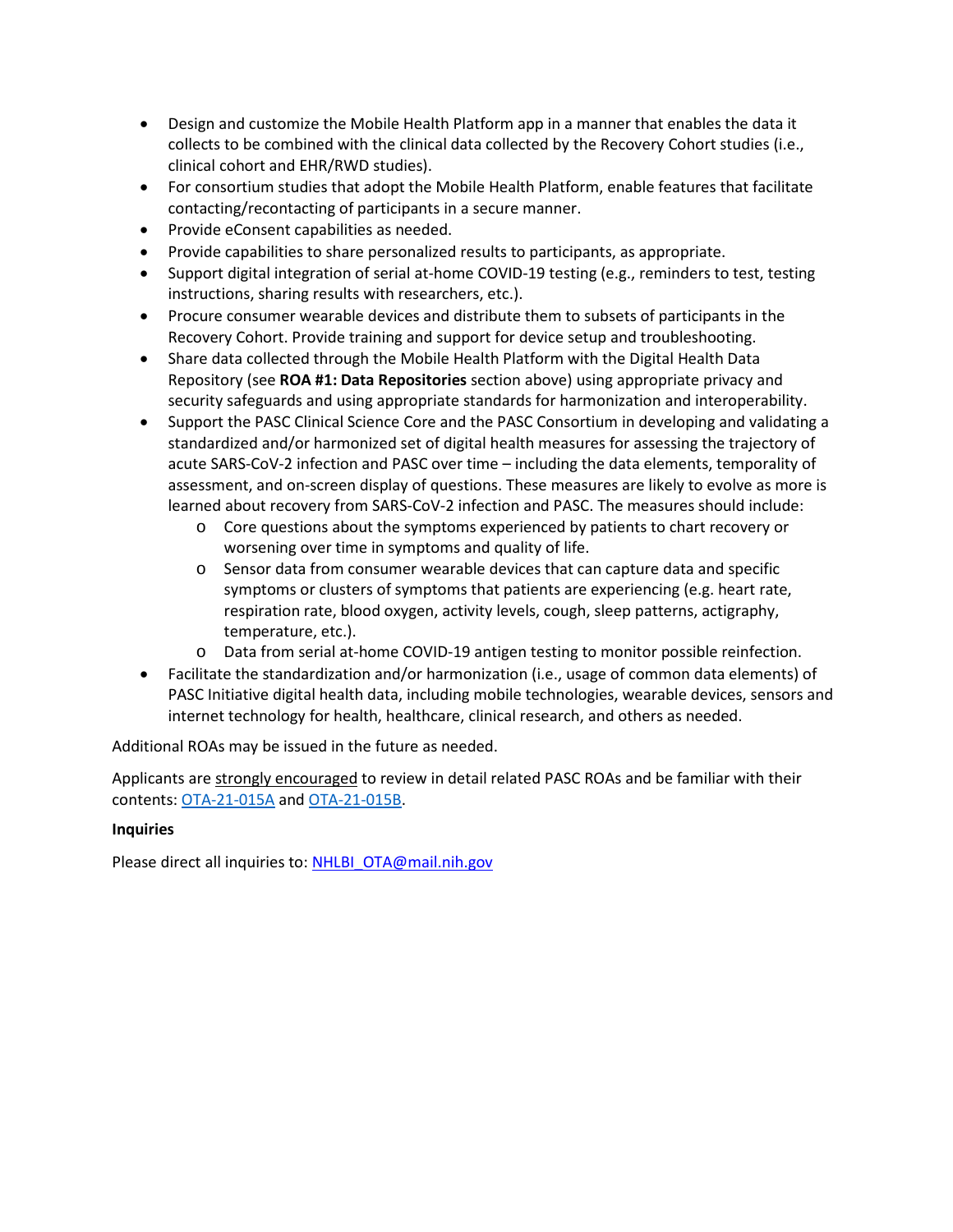- Design and customize the Mobile Health Platform app in a manner that enables the data it collects to be combined with the clinical data collected by the Recovery Cohort studies (i.e., clinical cohort and EHR/RWD studies).
- For consortium studies that adopt the Mobile Health Platform, enable features that facilitate contacting/recontacting of participants in a secure manner.
- Provide eConsent capabilities as needed.
- Provide capabilities to share personalized results to participants, as appropriate.
- Support digital integration of serial at-home COVID-19 testing (e.g., reminders to test, testing instructions, sharing results with researchers, etc.).
- Procure consumer wearable devices and distribute them to subsets of participants in the Recovery Cohort. Provide training and support for device setup and troubleshooting.
- Share data collected through the Mobile Health Platform with the Digital Health Data Repository (see **ROA #1: Data Repositories** section above) using appropriate privacy and security safeguards and using appropriate standards for harmonization and interoperability.
- Support the PASC Clinical Science Core and the PASC Consortium in developing and validating a standardized and/or harmonized set of digital health measures for assessing the trajectory of acute SARS-CoV-2 infection and PASC over time – including the data elements, temporality of assessment, and on-screen display of questions. These measures are likely to evolve as more is learned about recovery from SARS-CoV-2 infection and PASC. The measures should include:
  - Core questions about the symptoms experienced by patients to chart recovery or worsening over time in symptoms and quality of life.
  - Sensor data from consumer wearable devices that can capture data and specific symptoms or clusters of symptoms that patients are experiencing (e.g. heart rate, respiration rate, blood oxygen, activity levels, cough, sleep patterns, actigraphy, temperature, etc.).
  - Data from serial at-home COVID-19 antigen testing to monitor possible reinfection.
- Facilitate the standardization and/or harmonization (i.e., usage of common data elements) of PASC Initiative digital health data, including mobile technologies, wearable devices, sensors and internet technology for health, healthcare, clinical research, and others as needed.

Additional ROAs may be issued in the future as needed.

Applicants are strongly encouraged to review in detail related PASC ROAs and be familiar with their contents: OTA-21-015A and OTA-21-015B.

**Inquiries**

Please direct all inquiries to: NHLBI_OTA@mail.nih.gov